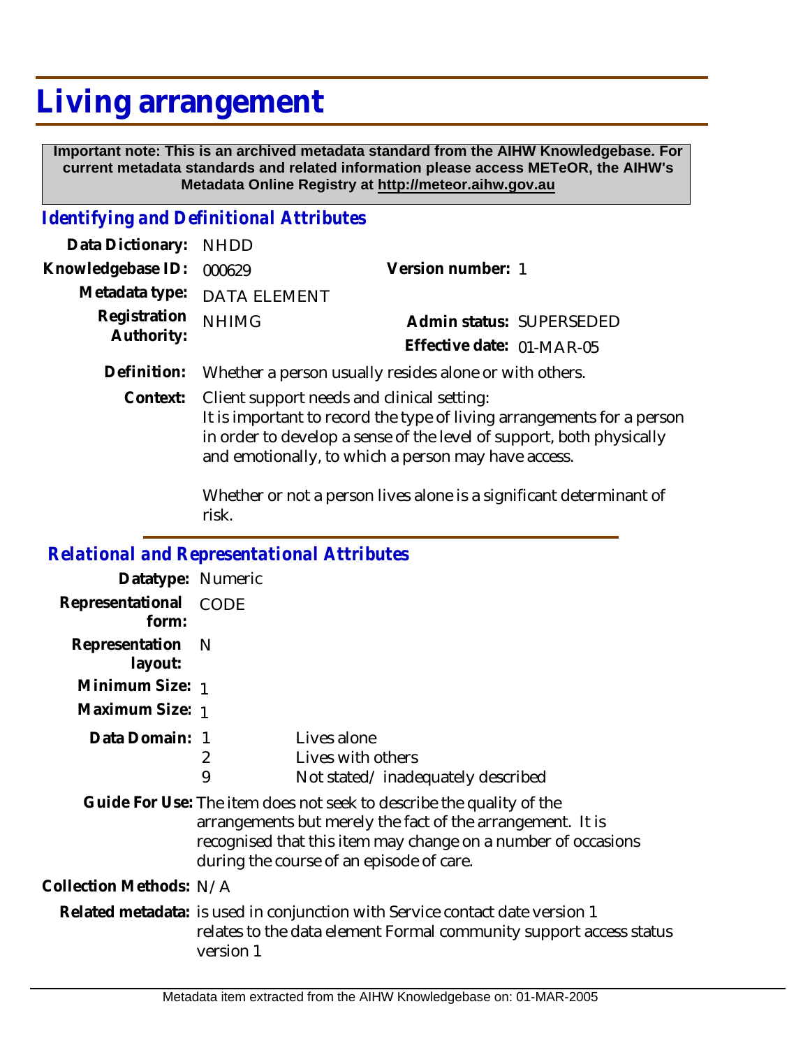# Living arrangement

**Important note: This is an archived metadata standard from the AIHW Knowledgebase. For current metadata standards and related information please access METeOR, the AIHW's Metadata Online Registry at http://meteor.aihw.gov.au**

## *Identifying and Definitional Attributes*

**Data Dictionary:** NHDD

**Knowledgebase ID:** 000629

**Version number:** 1

**Metadata type:** DATA ELEMENT

**Registration Authority:** NHIMG

**Admin status:** SUPERSEDED

**Effective date:** 01-MAR-05

**Definition:** Whether a person usually resides alone or with others.

**Context:** Client support needs and clinical setting:
It is important to record the type of living arrangements for a person in order to develop a sense of the level of support, both physically and emotionally, to which a person may have access.

Whether or not a person lives alone is a significant determinant of risk.

## *Relational and Representational Attributes*

**Datatype:** Numeric

**Representational form:** CODE

**Representation layout:** N

**Minimum Size:** 1

**Maximum Size:** 1

**Data Domain:**

| Code | Description |
| --- | --- |
| 1 | Lives alone |
| 2 | Lives with others |
| 9 | Not stated/ inadequately described |

**Guide For Use:** The item does not seek to describe the quality of the arrangements but merely the fact of the arrangement. It is recognised that this item may change on a number of occasions during the course of an episode of care.

**Collection Methods:** N/A

**Related metadata:** is used in conjunction with Service contact date version 1
relates to the data element Formal community support access status version 1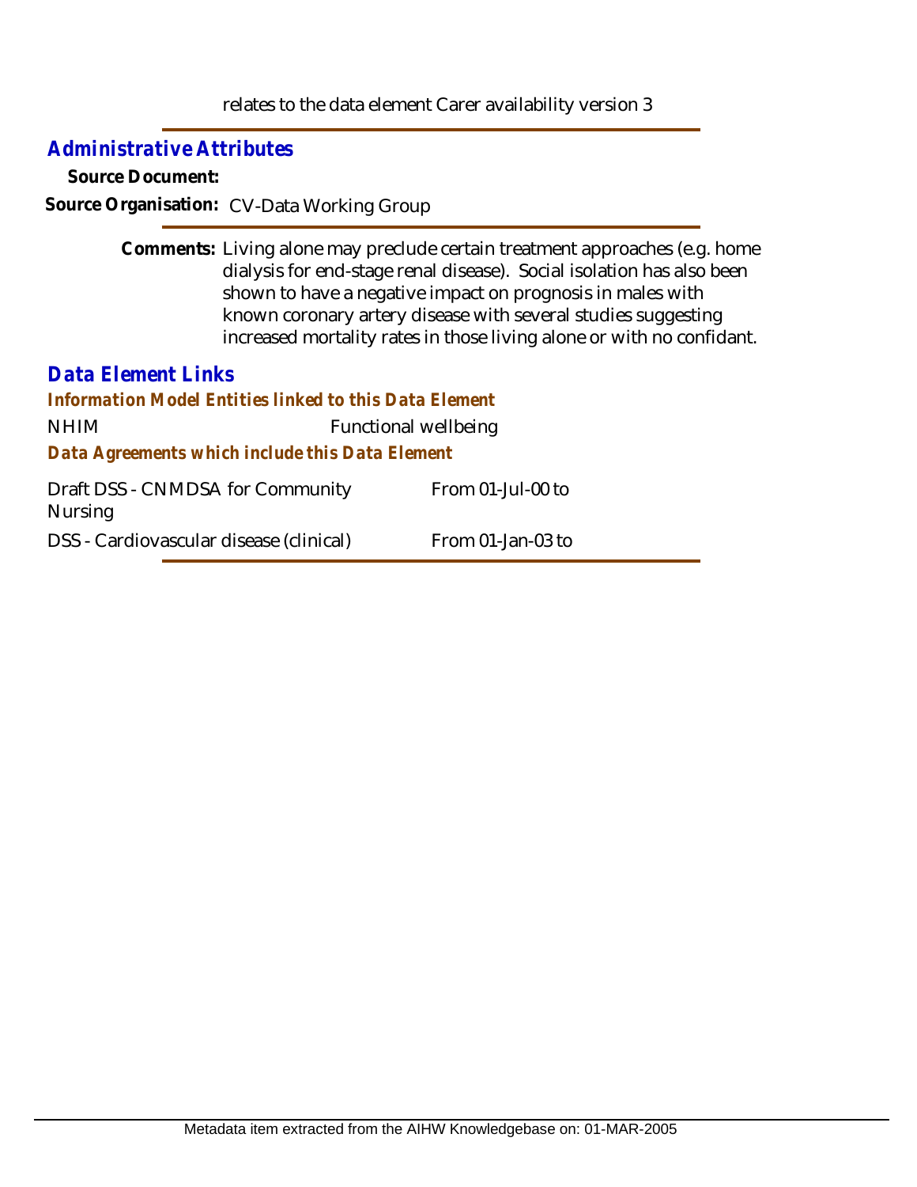relates to the data element Carer availability version 3

## Administrative Attributes

**Source Document:**

**Source Organisation:** CV-Data Working Group

**Comments:** Living alone may preclude certain treatment approaches (e.g. home dialysis for end-stage renal disease). Social isolation has also been shown to have a negative impact on prognosis in males with known coronary artery disease with several studies suggesting increased mortality rates in those living alone or with no confidant.

## Data Element Links

### Information Model Entities linked to this Data Element

| | |
|---|---|
| NHIM | Functional wellbeing |

### Data Agreements which include this Data Element

| | |
|---|---|
| Draft DSS - CNMDSA for Community Nursing | From 01-Jul-00 to |
| DSS - Cardiovascular disease (clinical) | From 01-Jan-03 to |

Metadata item extracted from the AIHW Knowledgebase on: 01-MAR-2005